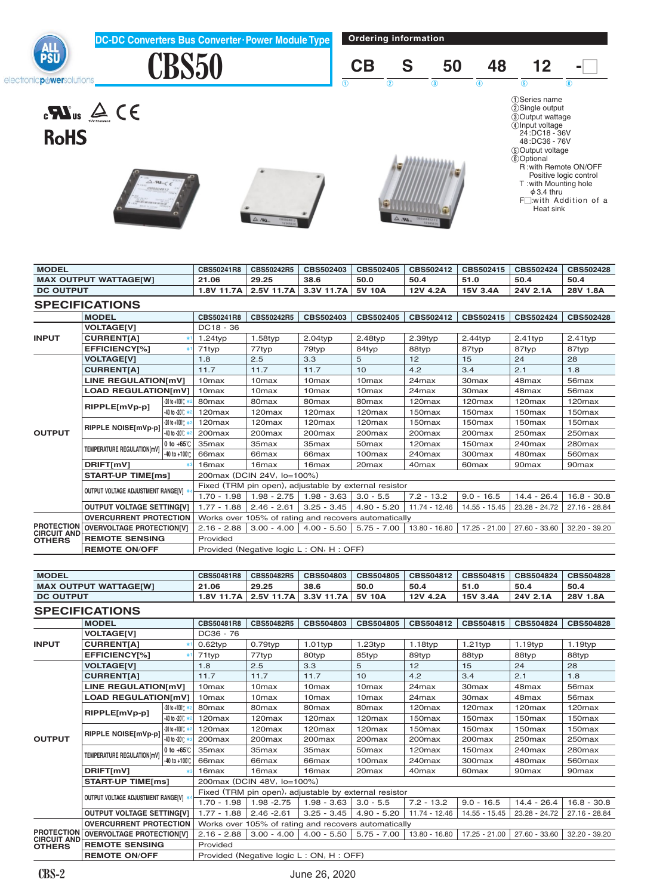# DC-DC Converters Bus Converter･Power Module Type

# CBS50

## Ordering information

| CB | S | 50 | 48 | 12 | - □ |
|---|---|---|---|---|---|
| ① | ② | ③ | ④ | ⑤ | ⑥ |

①Series name
②Single output
③Output wattage
④Input voltage
24:DC18 - 36V
48:DC36 - 76V
⑤Output voltage
⑥Optional
R :with Remote ON/OFF Positive logic control
T :with Mounting hole ϕ3.4 thru
F□:with Addition of a Heat sink

RoHS

| MODEL | CBS50241R8 | CBS50242R5 | CBS502403 | CBS502405 | CBS502412 | CBS502415 | CBS502424 | CBS502428 |
|---|---|---|---|---|---|---|---|---|
| MAX OUTPUT WATTAGE[W] | 21.06 | 29.25 | 38.6 | 50.0 | 50.4 | 51.0 | 50.4 | 50.4 |
| DC OUTPUT | 1.8V 11.7A | 2.5V 11.7A | 3.3V 11.7A | 5V 10A | 12V 4.2A | 15V 3.4A | 24V 2.1A | 28V 1.8A |

## SPECIFICATIONS

| | MODEL | | CBS50241R8 | CBS50242R5 | CBS502403 | CBS502405 | CBS502412 | CBS502415 | CBS502424 | CBS502428 |
|---|---|---|---|---|---|---|---|---|---|---|
| INPUT | VOLTAGE[V] | | DC18 - 36 | | | | | | | |
| | CURRENT[A] | *1 | 1.24typ | 1.58typ | 2.04typ | 2.48typ | 2.39typ | 2.44typ | 2.41typ | 2.41typ |
| | EFFICIENCY[%] | *1 | 71typ | 77typ | 79typ | 84typ | 88typ | 87typ | 87typ | 87typ |
| OUTPUT | VOLTAGE[V] | | 1.8 | 2.5 | 3.3 | 5 | 12 | 15 | 24 | 28 |
| | CURRENT[A] | | 11.7 | 11.7 | 11.7 | 10 | 4.2 | 3.4 | 2.1 | 1.8 |
| | LINE REGULATION[mV] | | 10max | 10max | 10max | 10max | 24max | 30max | 48max | 56max |
| | LOAD REGULATION[mV] | | 10max | 10max | 10max | 10max | 24max | 30max | 48max | 56max |
| | RIPPLE[mVp-p] | -20 to +100℃ *2 | 80max | 80max | 80max | 80max | 120max | 120max | 120max | 120max |
| | | -40 to -20℃ *2 | 120max | 120max | 120max | 120max | 150max | 150max | 150max | 150max |
| | RIPPLE NOISE[mVp-p] | -20 to +100℃ *2 | 120max | 120max | 120max | 120max | 150max | 150max | 150max | 150max |
| | | -40 to -20℃ *2 | 200max | 200max | 200max | 200max | 200max | 200max | 250max | 250max |
| | TEMPERATURE REGULATION[mV] | 0 to +65℃ | 35max | 35max | 35max | 50max | 120max | 150max | 240max | 280max |
| | | -40 to +100℃ | 66max | 66max | 66max | 100max | 240max | 300max | 480max | 560max |
| | DRIFT[mV] | *3 | 16max | 16max | 16max | 20max | 40max | 60max | 90max | 90max |
| | START-UP TIME[ms] | | 200max (DCIN 24V, Io=100%) | | | | | | | |
| | OUTPUT VOLTAGE ADJUSTMENT RANGE[V] | *4 | Fixed (TRM pin open), adjustable by external resistor | | | | | | | |
| | | | 1.70 - 1.98 | 1.98 - 2.75 | 1.98 - 3.63 | 3.0 - 5.5 | 7.2 - 13.2 | 9.0 - 16.5 | 14.4 - 26.4 | 16.8 - 30.8 |
| | OUTPUT VOLTAGE SETTING[V] | | 1.77 - 1.88 | 2.46 - 2.61 | 3.25 - 3.45 | 4.90 - 5.20 | 11.74 - 12.46 | 14.55 - 15.45 | 23.28 - 24.72 | 27.16 - 28.84 |
| PROTECTION CIRCUIT AND OTHERS | OVERCURRENT PROTECTION | | Works over 105% of rating and recovers automatically | | | | | | | |
| | OVERVOLTAGE PROTECTION[V] | | 2.16 - 2.88 | 3.00 - 4.00 | 4.00 - 5.50 | 5.75 - 7.00 | 13.80 - 16.80 | 17.25 - 21.00 | 27.60 - 33.60 | 32.20 - 39.20 |
| | REMOTE SENSING | | Provided | | | | | | | |
| | REMOTE ON/OFF | | Provided (Negative logic L : ON, H : OFF) | | | | | | | |

| MODEL | CBS50481R8 | CBS50482R5 | CBS504803 | CBS504805 | CBS504812 | CBS504815 | CBS504824 | CBS504828 |
|---|---|---|---|---|---|---|---|---|
| MAX OUTPUT WATTAGE[W] | 21.06 | 29.25 | 38.6 | 50.0 | 50.4 | 51.0 | 50.4 | 50.4 |
| DC OUTPUT | 1.8V 11.7A | 2.5V 11.7A | 3.3V 11.7A | 5V 10A | 12V 4.2A | 15V 3.4A | 24V 2.1A | 28V 1.8A |

## SPECIFICATIONS

| | MODEL | | CBS50481R8 | CBS50482R5 | CBS504803 | CBS504805 | CBS504812 | CBS504815 | CBS504824 | CBS504828 |
|---|---|---|---|---|---|---|---|---|---|---|
| INPUT | VOLTAGE[V] | | DC36 - 76 | | | | | | | |
| | CURRENT[A] | *1 | 0.62typ | 0.79typ | 1.01typ | 1.23typ | 1.18typ | 1.21typ | 1.19typ | 1.19typ |
| | EFFICIENCY[%] | *1 | 71typ | 77typ | 80typ | 85typ | 89typ | 88typ | 88typ | 88typ |
| OUTPUT | VOLTAGE[V] | | 1.8 | 2.5 | 3.3 | 5 | 12 | 15 | 24 | 28 |
| | CURRENT[A] | | 11.7 | 11.7 | 11.7 | 10 | 4.2 | 3.4 | 2.1 | 1.8 |
| | LINE REGULATION[mV] | | 10max | 10max | 10max | 10max | 24max | 30max | 48max | 56max |
| | LOAD REGULATION[mV] | | 10max | 10max | 10max | 10max | 24max | 30max | 48max | 56max |
| | RIPPLE[mVp-p] | -20 to +100℃ *2 | 80max | 80max | 80max | 80max | 120max | 120max | 120max | 120max |
| | | -40 to -20℃ *2 | 120max | 120max | 120max | 120max | 150max | 150max | 150max | 150max |
| | RIPPLE NOISE[mVp-p] | -20 to +100℃ *2 | 120max | 120max | 120max | 120max | 150max | 150max | 150max | 150max |
| | | -40 to -20℃ *2 | 200max | 200max | 200max | 200max | 200max | 200max | 250max | 250max |
| | TEMPERATURE REGULATION[mV] | 0 to +65℃ | 35max | 35max | 35max | 50max | 120max | 150max | 240max | 280max |
| | | -40 to +100℃ | 66max | 66max | 66max | 100max | 240max | 300max | 480max | 560max |
| | DRIFT[mV] | *3 | 16max | 16max | 16max | 20max | 40max | 60max | 90max | 90max |
| | START-UP TIME[ms] | | 200max (DCIN 48V, Io=100%) | | | | | | | |
| | OUTPUT VOLTAGE ADJUSTMENT RANGE[V] | *4 | Fixed (TRM pin open), adjustable by external resistor | | | | | | | |
| | | | 1.70 - 1.98 | 1.98 -2.75 | 1.98 - 3.63 | 3.0 - 5.5 | 7.2 - 13.2 | 9.0 - 16.5 | 14.4 - 26.4 | 16.8 - 30.8 |
| | OUTPUT VOLTAGE SETTING[V] | | 1.77 - 1.88 | 2.46 -2.61 | 3.25 - 3.45 | 4.90 - 5.20 | 11.74 - 12.46 | 14.55 - 15.45 | 23.28 - 24.72 | 27.16 - 28.84 |
| PROTECTION CIRCUIT AND OTHERS | OVERCURRENT PROTECTION | | Works over 105% of rating and recovers automatically | | | | | | | |
| | OVERVOLTAGE PROTECTION[V] | | 2.16 - 2.88 | 3.00 - 4.00 | 4.00 - 5.50 | 5.75 - 7.00 | 13.80 - 16.80 | 17.25 - 21.00 | 27.60 - 33.60 | 32.20 - 39.20 |
| | REMOTE SENSING | | Provided | | | | | | | |
| | REMOTE ON/OFF | | Provided (Negative logic L : ON, H : OFF) | | | | | | | |

June 26, 2020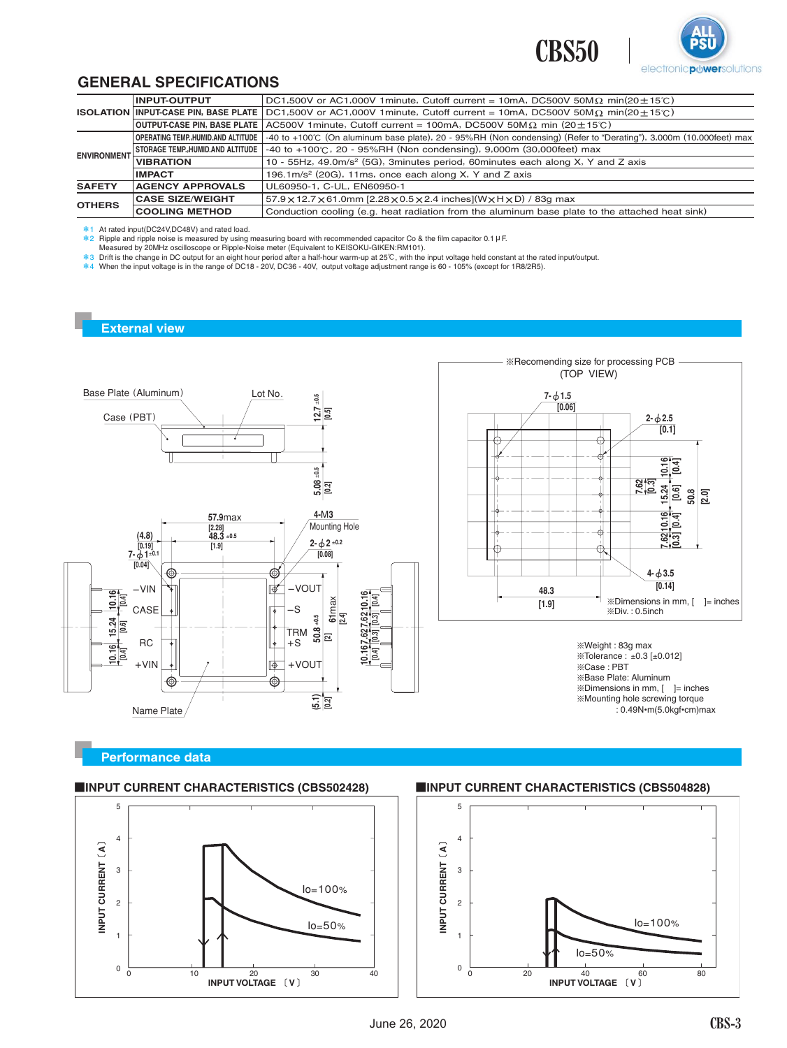## GENERAL SPECIFICATIONS

| | | |
|---|---|---|
| ISOLATION | INPUT-OUTPUT | DC1,500V or AC1,000V 1minute, Cutoff current = 10mA, DC500V 50MΩ min(20±15℃) |
| | INPUT-CASE PIN, BASE PLATE | DC1,500V or AC1,000V 1minute, Cutoff current = 10mA, DC500V 50MΩ min(20±15℃) |
| | OUTPUT-CASE PIN, BASE PLATE | AC500V 1minute, Cutoff current = 100mA, DC500V 50MΩ min (20±15℃) |
| ENVIRONMENT | OPERATING TEMP.,HUMID.AND ALTITUDE | -40 to +100℃ (On aluminum base plate), 20 - 95%RH (Non condensing) (Refer to "Derating"), 3,000m (10,000feet) max |
| | STORAGE TEMP.,HUMID.AND ALTITUDE | -40 to +100℃, 20 - 95%RH (Non condensing), 9,000m (30,000feet) max |
| | VIBRATION | 10 - 55Hz, 49.0m/s² (5G), 3minutes period, 60minutes each along X, Y and Z axis |
| | IMPACT | 196.1m/s² (20G), 11ms, once each along X, Y and Z axis |
| SAFETY | AGENCY APPROVALS | UL60950-1, C-UL, EN60950-1 |
| OTHERS | CASE SIZE/WEIGHT | 57.9×12.7×61.0mm [2.28×0.5×2.4 inches](W×H×D) / 83g max |
| | COOLING METHOD | Conduction cooling (e.g. heat radiation from the aluminum base plate to the attached heat sink) |

*1 At rated input(DC24V,DC48V) and rated load.
*2 Ripple and ripple noise is measured by using measuring board with recommended capacitor Co & the film capacitor 0.1μF.
Measured by 20MHz oscilloscope or Ripple-Noise meter (Equivalent to KEISOKU-GIKEN:RM101).
*3 Drift is the change in DC output for an eight hour period after a half-hour warm-up at 25℃, with the input voltage held constant at the rated input/output.
*4 When the input voltage is in the range of DC18 - 20V, DC36 - 40V, output voltage adjustment range is 60 - 105% (except for 1R8/2R5).

## External view

※Recomending size for processing PCB (TOP VIEW)

※Dimensions in mm, [ ]= inches
※Div. : 0.5inch

※Weight : 83g max
※Tolerance : ±0.3 [±0.012]
※Case : PBT
※Base Plate: Aluminum
※Dimensions in mm, [ ]= inches
※Mounting hole screwing torque : 0.49N•m(5.0kgf•cm)max

## Performance data

### ■INPUT CURRENT CHARACTERISTICS (CBS502428)

### ■INPUT CURRENT CHARACTERISTICS (CBS504828)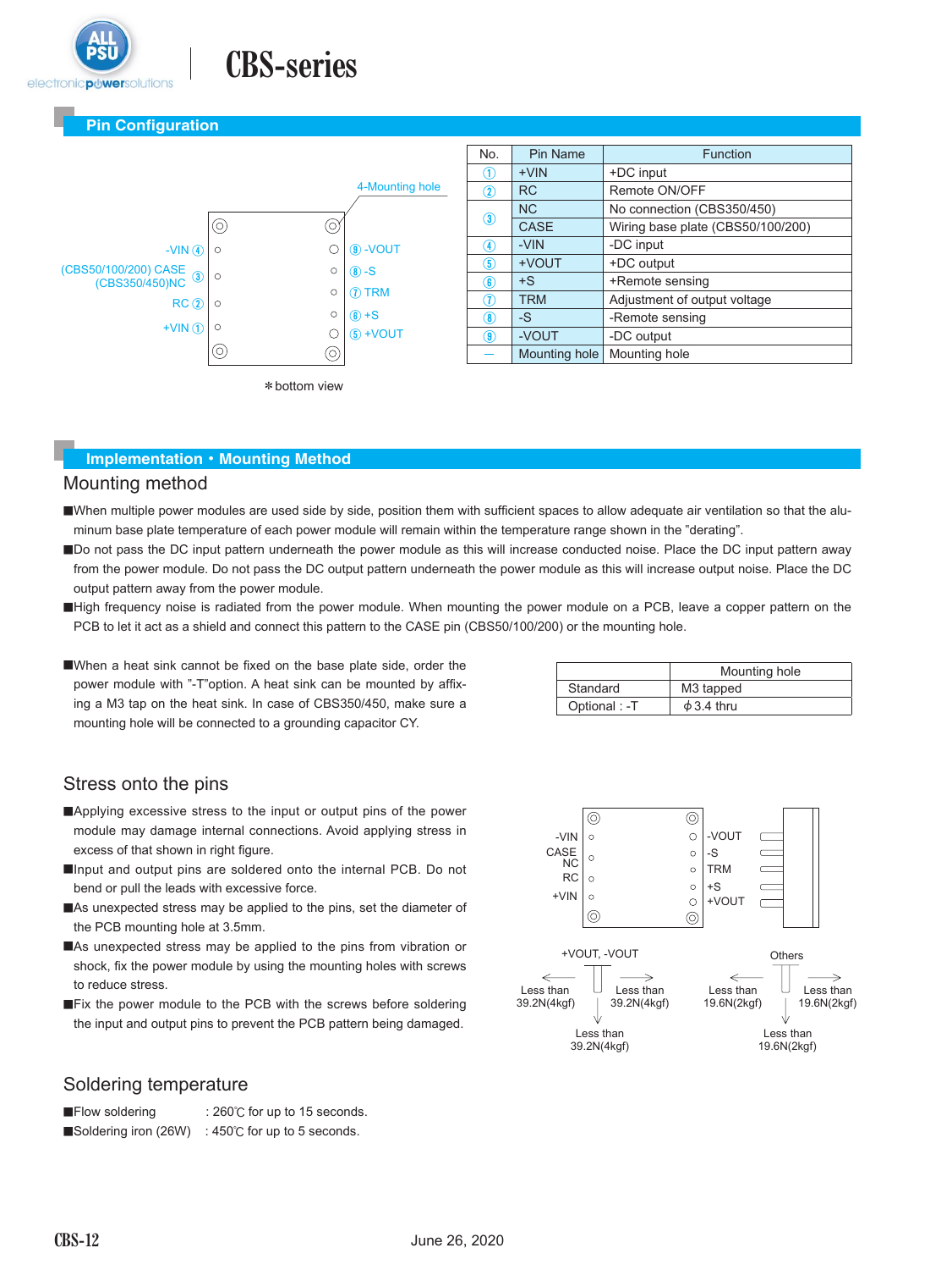## Pin Configuration

-VIN ④
(CBS50/100/200) CASE
(CBS350/450)NC ③
RC ②
+VIN ①

4-Mounting hole

⑨ -VOUT
⑧ -S
⑦ TRM
⑥ +S
⑤ +VOUT

＊bottom view

| No. | Pin Name | Function |
|---|---|---|
| ① | +VIN | +DC input |
| ② | RC | Remote ON/OFF |
| ③ | NC | No connection (CBS350/450) |
| | CASE | Wiring base plate (CBS50/100/200) |
| ④ | -VIN | -DC input |
| ⑤ | +VOUT | +DC output |
| ⑥ | +S | +Remote sensing |
| ⑦ | TRM | Adjustment of output voltage |
| ⑧ | -S | -Remote sensing |
| ⑨ | -VOUT | -DC output |
| — | Mounting hole | Mounting hole |

## Implementation・Mounting Method

### Mounting method

■When multiple power modules are used side by side, position them with sufficient spaces to allow adequate air ventilation so that the aluminum base plate temperature of each power module will remain within the temperature range shown in the "derating".

■Do not pass the DC input pattern underneath the power module as this will increase conducted noise. Place the DC input pattern away from the power module. Do not pass the DC output pattern underneath the power module as this will increase output noise. Place the DC output pattern away from the power module.

■High frequency noise is radiated from the power module. When mounting the power module on a PCB, leave a copper pattern on the PCB to let it act as a shield and connect this pattern to the CASE pin (CBS50/100/200) or the mounting hole.

■When a heat sink cannot be fixed on the base plate side, order the power module with "-T"option. A heat sink can be mounted by affixing a M3 tap on the heat sink. In case of CBS350/450, make sure a mounting hole will be connected to a grounding capacitor CY.

| | Mounting hole |
|---|---|
| Standard | M3 tapped |
| Optional : -T | ϕ3.4 thru |

### Stress onto the pins

■Applying excessive stress to the input or output pins of the power module may damage internal connections. Avoid applying stress in excess of that shown in right figure.

■Input and output pins are soldered onto the internal PCB. Do not bend or pull the leads with excessive force.

■As unexpected stress may be applied to the pins, set the diameter of the PCB mounting hole at 3.5mm.

■As unexpected stress may be applied to the pins from vibration or shock, fix the power module by using the mounting holes with screws to reduce stress.

■Fix the power module to the PCB with the screws before soldering the input and output pins to prevent the PCB pattern being damaged.

-VIN, CASE/NC, RC, +VIN — -VOUT, -S, TRM, +S, +VOUT

+VOUT, -VOUT: Less than 39.2N(4kgf) (left), Less than 39.2N(4kgf) (right), Less than 39.2N(4kgf) (down)

Others: Less than 19.6N(2kgf) (left), Less than 19.6N(2kgf) (right), Less than 19.6N(2kgf) (down)

### Soldering temperature

■Flow soldering : 260℃ for up to 15 seconds.
■Soldering iron (26W) : 450℃ for up to 5 seconds.

June 26, 2020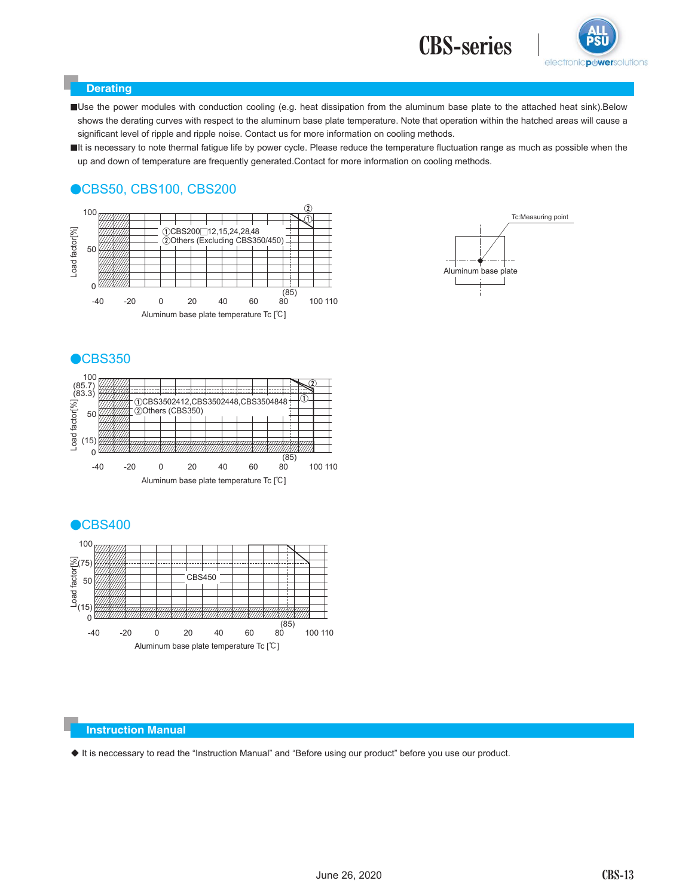## Derating

■Use the power modules with conduction cooling (e.g. heat dissipation from the aluminum base plate to the attached heat sink).Below shows the derating curves with respect to the aluminum base plate temperature. Note that operation within the hatched areas will cause a significant level of ripple and ripple noise. Contact us for more information on cooling methods.

■It is necessary to note thermal fatigue life by power cycle. Please reduce the temperature fluctuation range as much as possible when the up and down of temperature are frequently generated.Contact for more information on cooling methods.

### ●CBS50, CBS100, CBS200

Load factor[%]: 100, 50, 0

①CBS200□12,15,24,28,48
②Others (Excluding CBS350/450)

-40 -20 0 20 40 60 80 (85) 100 110

Aluminum base plate temperature Tc [℃]

Tc:Measuring point

Aluminum base plate

### ●CBS350

Load factor[%]: 100, (85.7), (83.3), 50, (15), 0

①CBS3502412,CBS3502448,CBS3504848
②Others (CBS350)

-40 -20 0 20 40 60 80 (85) 100 110

Aluminum base plate temperature Tc [℃]

### ●CBS400

Load factor[%]: 100, (75), 50, (15), 0

CBS450

-40 -20 0 20 40 60 80 (85) 100 110

Aluminum base plate temperature Tc [℃]

## Instruction Manual

◆ It is neccessary to read the “Instruction Manual” and “Before using our product” before you use our product.

June 26, 2020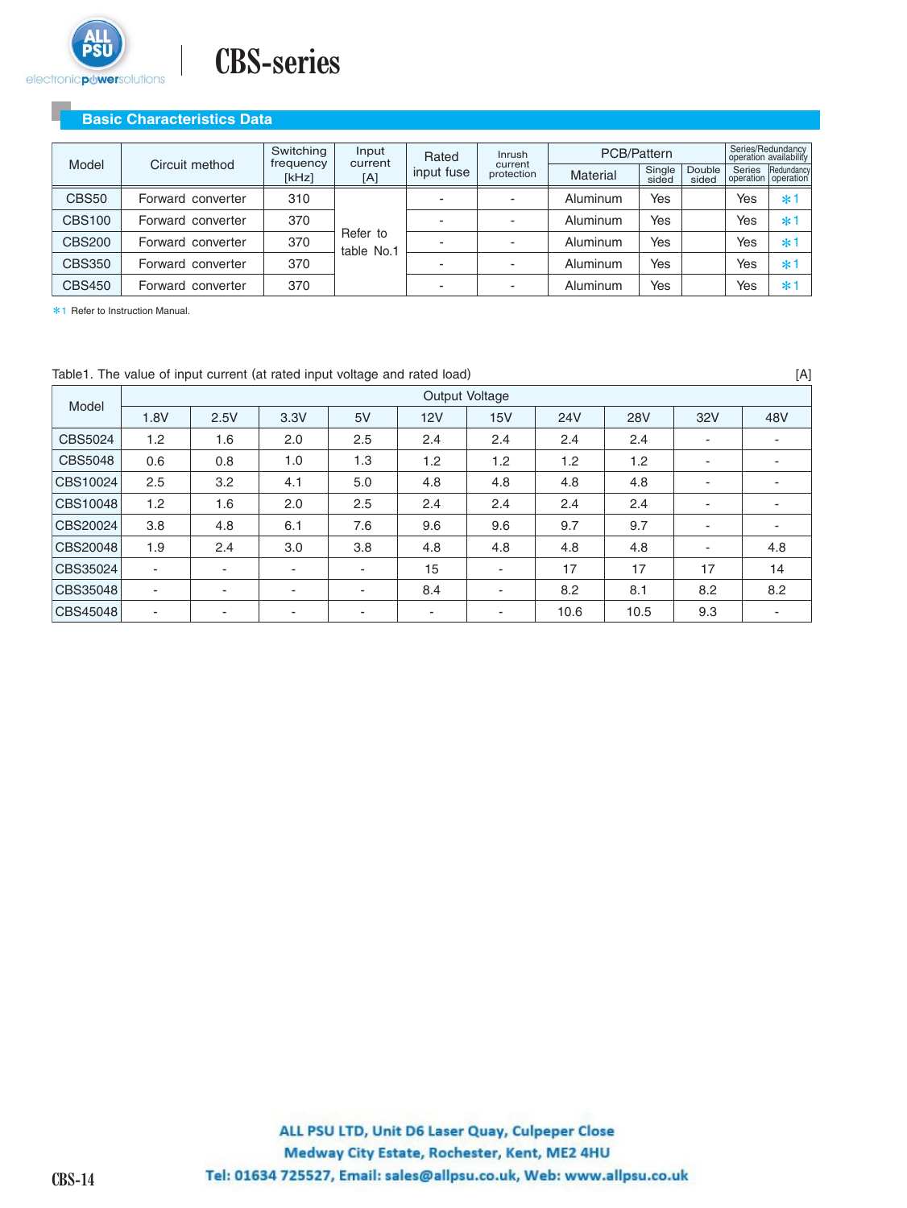# CBS-series

## Basic Characteristics Data

| Model | Circuit method | Switching frequency [kHz] | Input current [A] | Rated input fuse | Inrush current protection | PCB/Pattern | | | Series/Redundancy operation availability | |
|---|---|---|---|---|---|---|---|---|---|---|
| | | | | | | Material | Single sided | Double sided | Series operation | Redundancy operation |
| CBS50 | Forward converter | 310 | Refer to table No.1 | - | - | Aluminum | Yes | | Yes | *1 |
| CBS100 | Forward converter | 370 | | - | - | Aluminum | Yes | | Yes | *1 |
| CBS200 | Forward converter | 370 | | - | - | Aluminum | Yes | | Yes | *1 |
| CBS350 | Forward converter | 370 | | - | - | Aluminum | Yes | | Yes | *1 |
| CBS450 | Forward converter | 370 | | - | - | Aluminum | Yes | | Yes | *1 |

*1 Refer to Instruction Manual.

Table1. The value of input current (at rated input voltage and rated load) [A]

| Model | Output Voltage | | | | | | | | | |
|---|---|---|---|---|---|---|---|---|---|---|
| | 1.8V | 2.5V | 3.3V | 5V | 12V | 15V | 24V | 28V | 32V | 48V |
| CBS5024 | 1.2 | 1.6 | 2.0 | 2.5 | 2.4 | 2.4 | 2.4 | 2.4 | - | - |
| CBS5048 | 0.6 | 0.8 | 1.0 | 1.3 | 1.2 | 1.2 | 1.2 | 1.2 | - | - |
| CBS10024 | 2.5 | 3.2 | 4.1 | 5.0 | 4.8 | 4.8 | 4.8 | 4.8 | - | - |
| CBS10048 | 1.2 | 1.6 | 2.0 | 2.5 | 2.4 | 2.4 | 2.4 | 2.4 | - | - |
| CBS20024 | 3.8 | 4.8 | 6.1 | 7.6 | 9.6 | 9.6 | 9.7 | 9.7 | - | - |
| CBS20048 | 1.9 | 2.4 | 3.0 | 3.8 | 4.8 | 4.8 | 4.8 | 4.8 | - | 4.8 |
| CBS35024 | - | - | - | - | 15 | - | 17 | 17 | 17 | 14 |
| CBS35048 | - | - | - | - | 8.4 | - | 8.2 | 8.1 | 8.2 | 8.2 |
| CBS45048 | - | - | - | - | - | - | 10.6 | 10.5 | 9.3 | - |

ALL PSU LTD, Unit D6 Laser Quay, Culpeper Close
Medway City Estate, Rochester, Kent, ME2 4HU
Tel: 01634 725527, Email: sales@allpsu.co.uk, Web: www.allpsu.co.uk